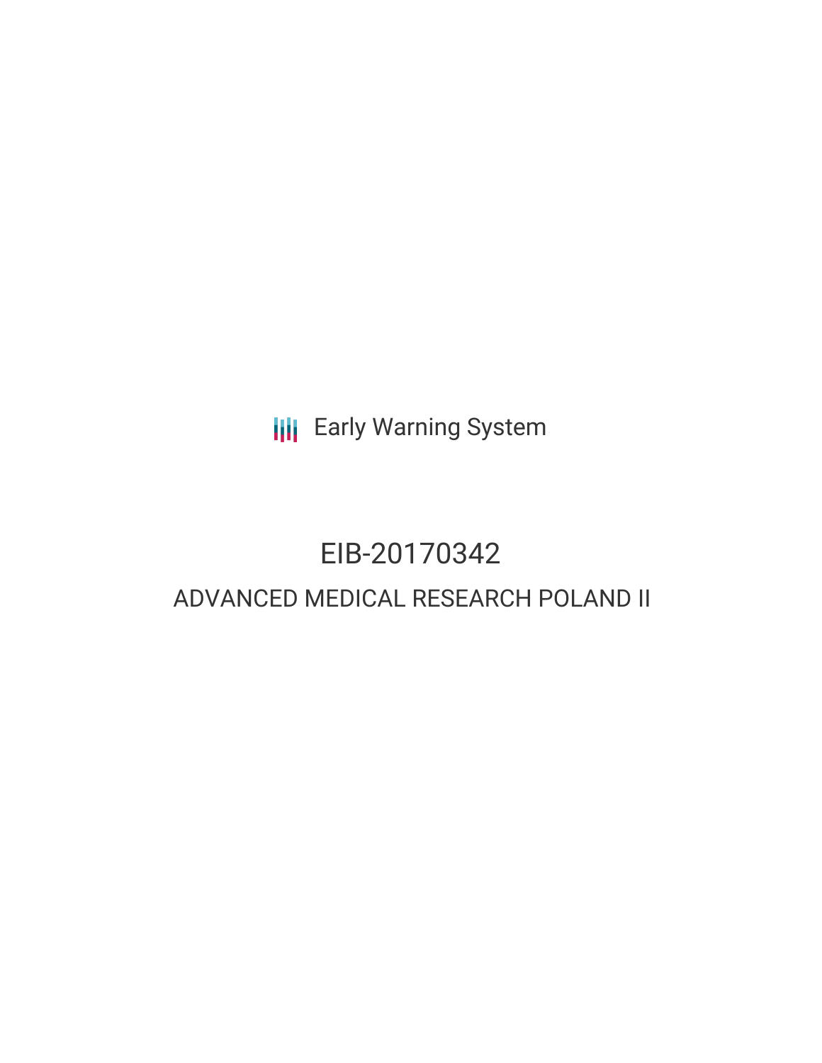Early Warning System

# EIB-20170342

## ADVANCED MEDICAL RESEARCH POLAND II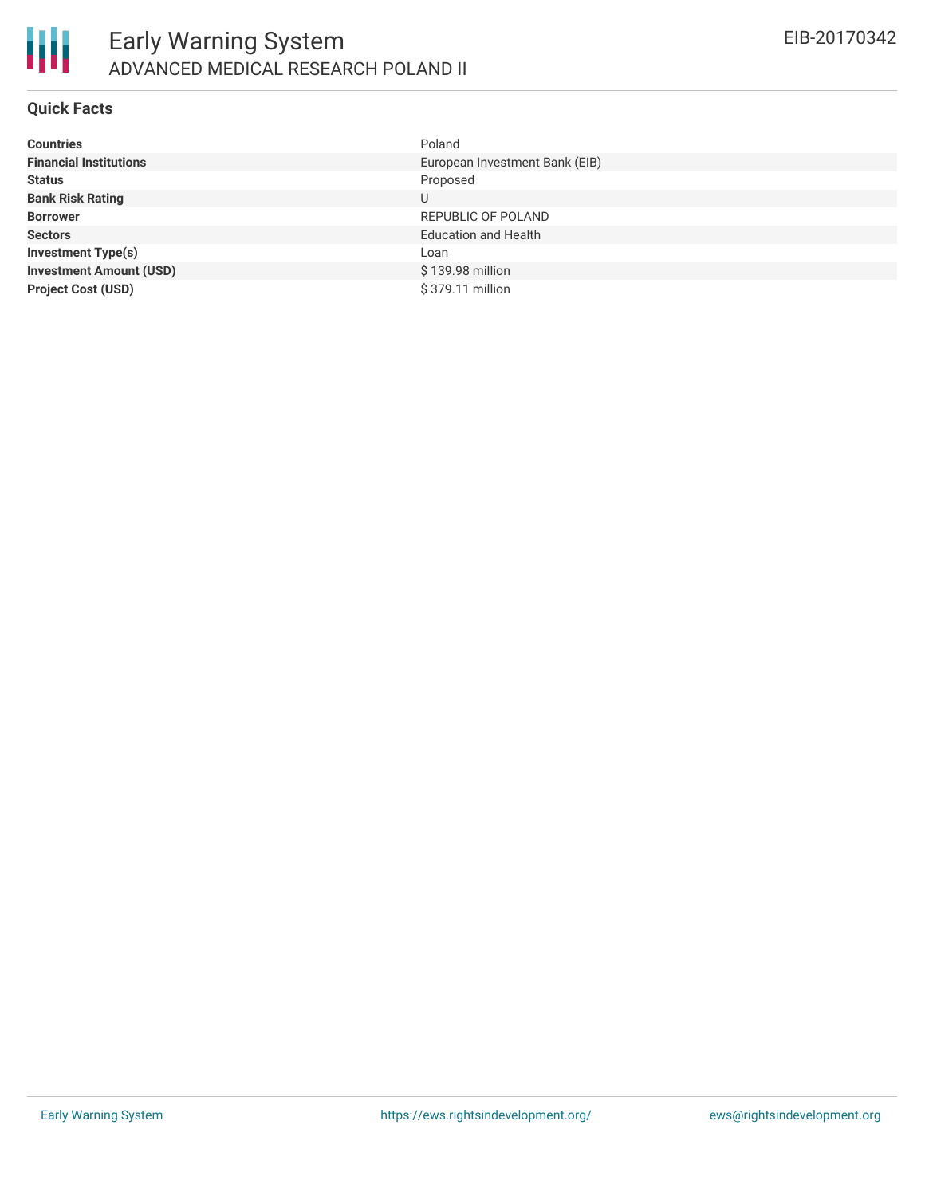# Early Warning System

## ADVANCED MEDICAL RESEARCH POLAND II

EIB-20170342

### Quick Facts

| | |
|---|---|
| **Countries** | Poland |
| **Financial Institutions** | European Investment Bank (EIB) |
| **Status** | Proposed |
| **Bank Risk Rating** | U |
| **Borrower** | REPUBLIC OF POLAND |
| **Sectors** | Education and Health |
| **Investment Type(s)** | Loan |
| **Investment Amount (USD)** | $ 139.98 million |
| **Project Cost (USD)** | $ 379.11 million |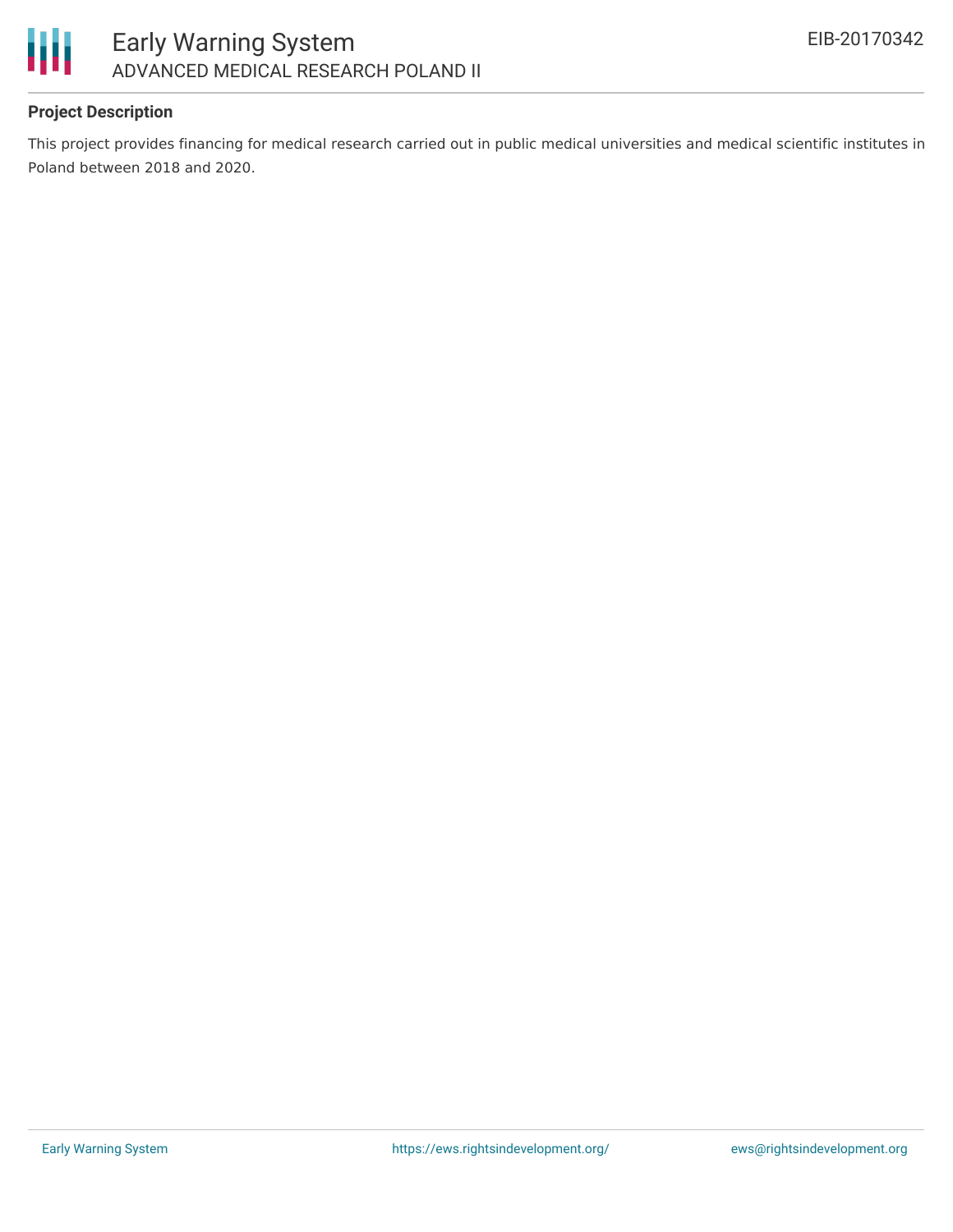**Project Description**

This project provides financing for medical research carried out in public medical universities and medical scientific institutes in Poland between 2018 and 2020.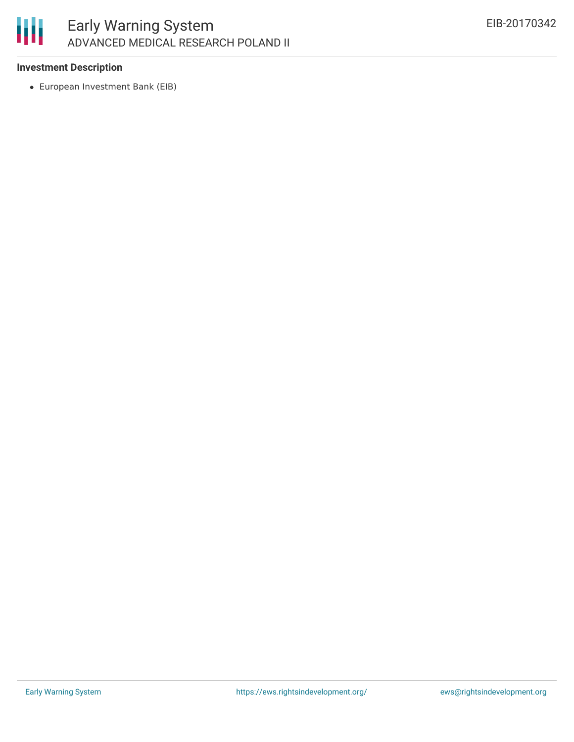### Investment Description

- European Investment Bank (EIB)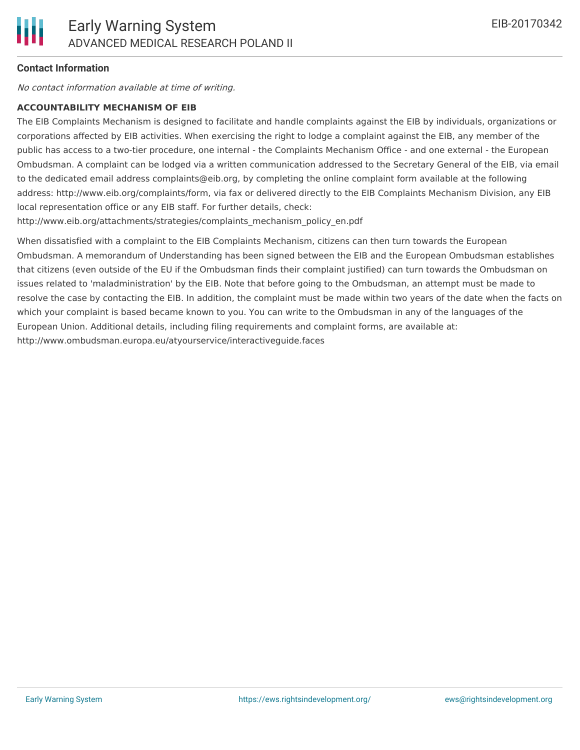## Contact Information

*No contact information available at time of writing.*

### ACCOUNTABILITY MECHANISM OF EIB

The EIB Complaints Mechanism is designed to facilitate and handle complaints against the EIB by individuals, organizations or corporations affected by EIB activities. When exercising the right to lodge a complaint against the EIB, any member of the public has access to a two-tier procedure, one internal - the Complaints Mechanism Office - and one external - the European Ombudsman. A complaint can be lodged via a written communication addressed to the Secretary General of the EIB, via email to the dedicated email address complaints@eib.org, by completing the online complaint form available at the following address: http://www.eib.org/complaints/form, via fax or delivered directly to the EIB Complaints Mechanism Division, any EIB local representation office or any EIB staff. For further details, check: http://www.eib.org/attachments/strategies/complaints_mechanism_policy_en.pdf

When dissatisfied with a complaint to the EIB Complaints Mechanism, citizens can then turn towards the European Ombudsman. A memorandum of Understanding has been signed between the EIB and the European Ombudsman establishes that citizens (even outside of the EU if the Ombudsman finds their complaint justified) can turn towards the Ombudsman on issues related to 'maladministration' by the EIB. Note that before going to the Ombudsman, an attempt must be made to resolve the case by contacting the EIB. In addition, the complaint must be made within two years of the date when the facts on which your complaint is based became known to you. You can write to the Ombudsman in any of the languages of the European Union. Additional details, including filing requirements and complaint forms, are available at: http://www.ombudsman.europa.eu/atyourservice/interactiveguide.faces